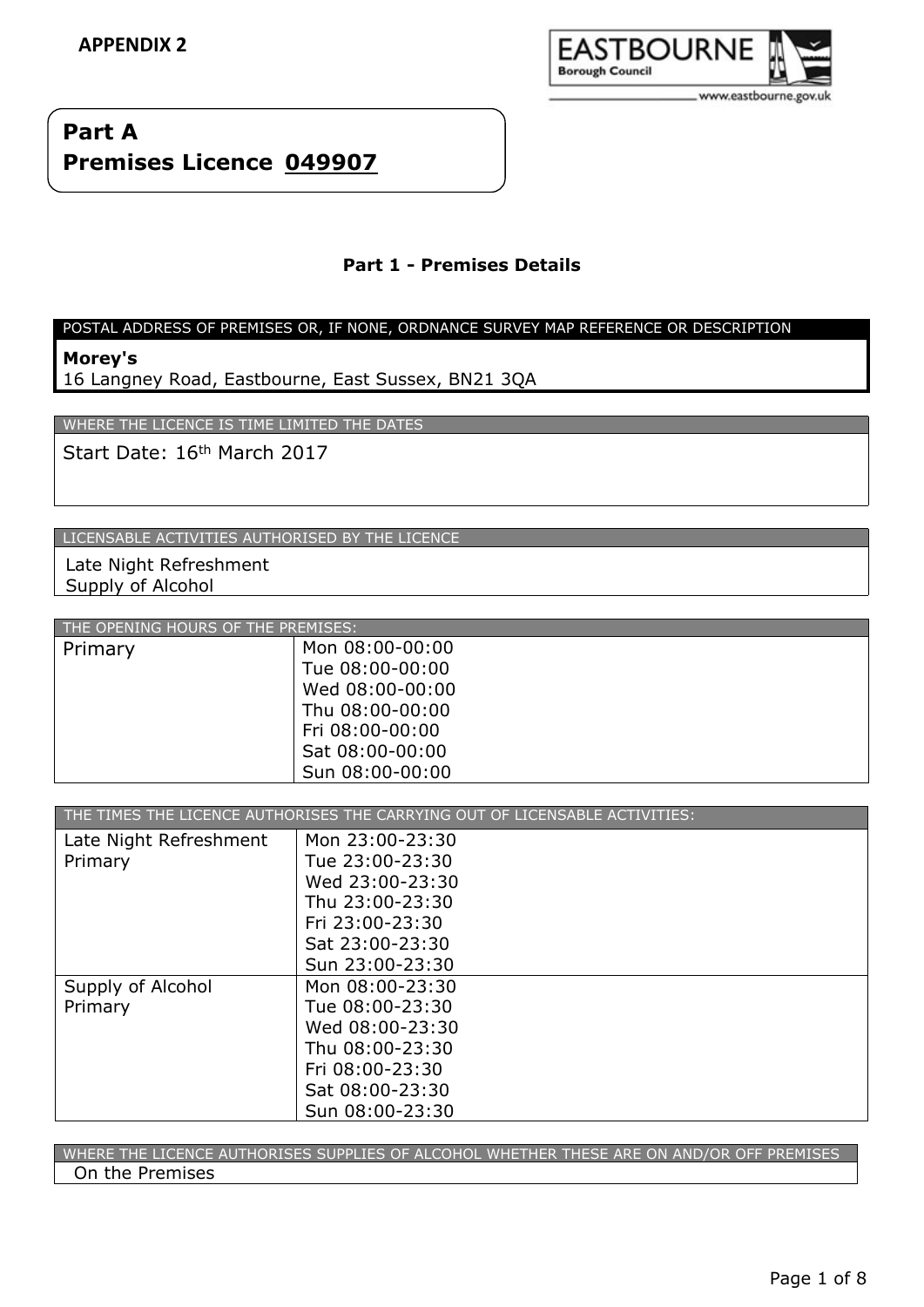**APPENDIX 2**

# Part A
# Premises Licence 049907

## Part 1 - Premises Details

| POSTAL ADDRESS OF PREMISES OR, IF NONE, ORDNANCE SURVEY MAP REFERENCE OR DESCRIPTION |
|---|
| **Morey's**<br>16 Langney Road, Eastbourne, East Sussex, BN21 3QA |

| WHERE THE LICENCE IS TIME LIMITED THE DATES |
|---|
| Start Date: 16th March 2017 |

| LICENSABLE ACTIVITIES AUTHORISED BY THE LICENCE |
|---|
| Late Night Refreshment<br>Supply of Alcohol |

| THE OPENING HOURS OF THE PREMISES: | |
|---|---|
| Primary | Mon 08:00-00:00<br>Tue 08:00-00:00<br>Wed 08:00-00:00<br>Thu 08:00-00:00<br>Fri 08:00-00:00<br>Sat 08:00-00:00<br>Sun 08:00-00:00 |

| THE TIMES THE LICENCE AUTHORISES THE CARRYING OUT OF LICENSABLE ACTIVITIES: | |
|---|---|
| Late Night Refreshment<br>Primary | Mon 23:00-23:30<br>Tue 23:00-23:30<br>Wed 23:00-23:30<br>Thu 23:00-23:30<br>Fri 23:00-23:30<br>Sat 23:00-23:30<br>Sun 23:00-23:30 |
| Supply of Alcohol<br>Primary | Mon 08:00-23:30<br>Tue 08:00-23:30<br>Wed 08:00-23:30<br>Thu 08:00-23:30<br>Fri 08:00-23:30<br>Sat 08:00-23:30<br>Sun 08:00-23:30 |

| WHERE THE LICENCE AUTHORISES SUPPLIES OF ALCOHOL WHETHER THESE ARE ON AND/OR OFF PREMISES |
|---|
| On the Premises |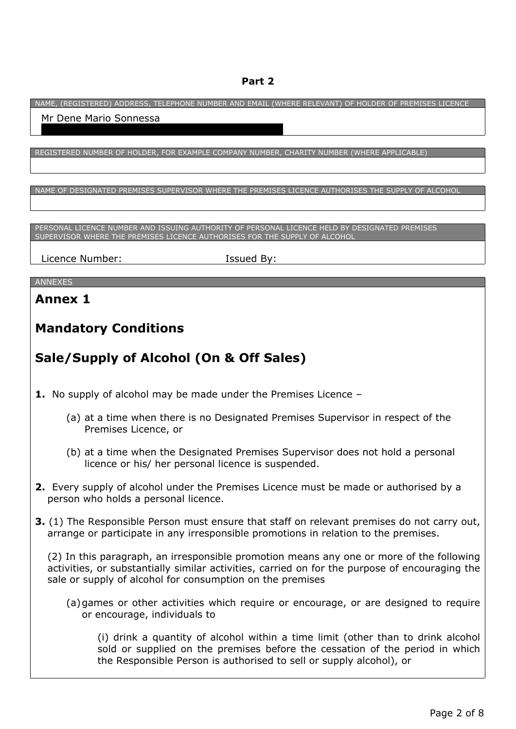**Part 2**

| NAME, (REGISTERED) ADDRESS, TELEPHONE NUMBER AND EMAIL (WHERE RELEVANT) OF HOLDER OF PREMISES LICENCE |
|---|
| Mr Dene Mario Sonnessa |

| REGISTERED NUMBER OF HOLDER, FOR EXAMPLE COMPANY NUMBER, CHARITY NUMBER (WHERE APPLICABLE) |
|---|
| |

| NAME OF DESIGNATED PREMISES SUPERVISOR WHERE THE PREMISES LICENCE AUTHORISES THE SUPPLY OF ALCOHOL |
|---|
| |

| PERSONAL LICENCE NUMBER AND ISSUING AUTHORITY OF PERSONAL LICENCE HELD BY DESIGNATED PREMISES SUPERVISOR WHERE THE PREMISES LICENCE AUTHORISES FOR THE SUPPLY OF ALCOHOL | |
|---|---|
| Licence Number: | Issued By: |

ANNEXES

## Annex 1

## Mandatory Conditions

## Sale/Supply of Alcohol (On & Off Sales)

**1.** No supply of alcohol may be made under the Premises Licence –

(a) at a time when there is no Designated Premises Supervisor in respect of the Premises Licence, or

(b) at a time when the Designated Premises Supervisor does not hold a personal licence or his/ her personal licence is suspended.

**2.** Every supply of alcohol under the Premises Licence must be made or authorised by a person who holds a personal licence.

**3.** (1) The Responsible Person must ensure that staff on relevant premises do not carry out, arrange or participate in any irresponsible promotions in relation to the premises.

(2) In this paragraph, an irresponsible promotion means any one or more of the following activities, or substantially similar activities, carried on for the purpose of encouraging the sale or supply of alcohol for consumption on the premises

(a) games or other activities which require or encourage, or are designed to require or encourage, individuals to

(i) drink a quantity of alcohol within a time limit (other than to drink alcohol sold or supplied on the premises before the cessation of the period in which the Responsible Person is authorised to sell or supply alcohol), or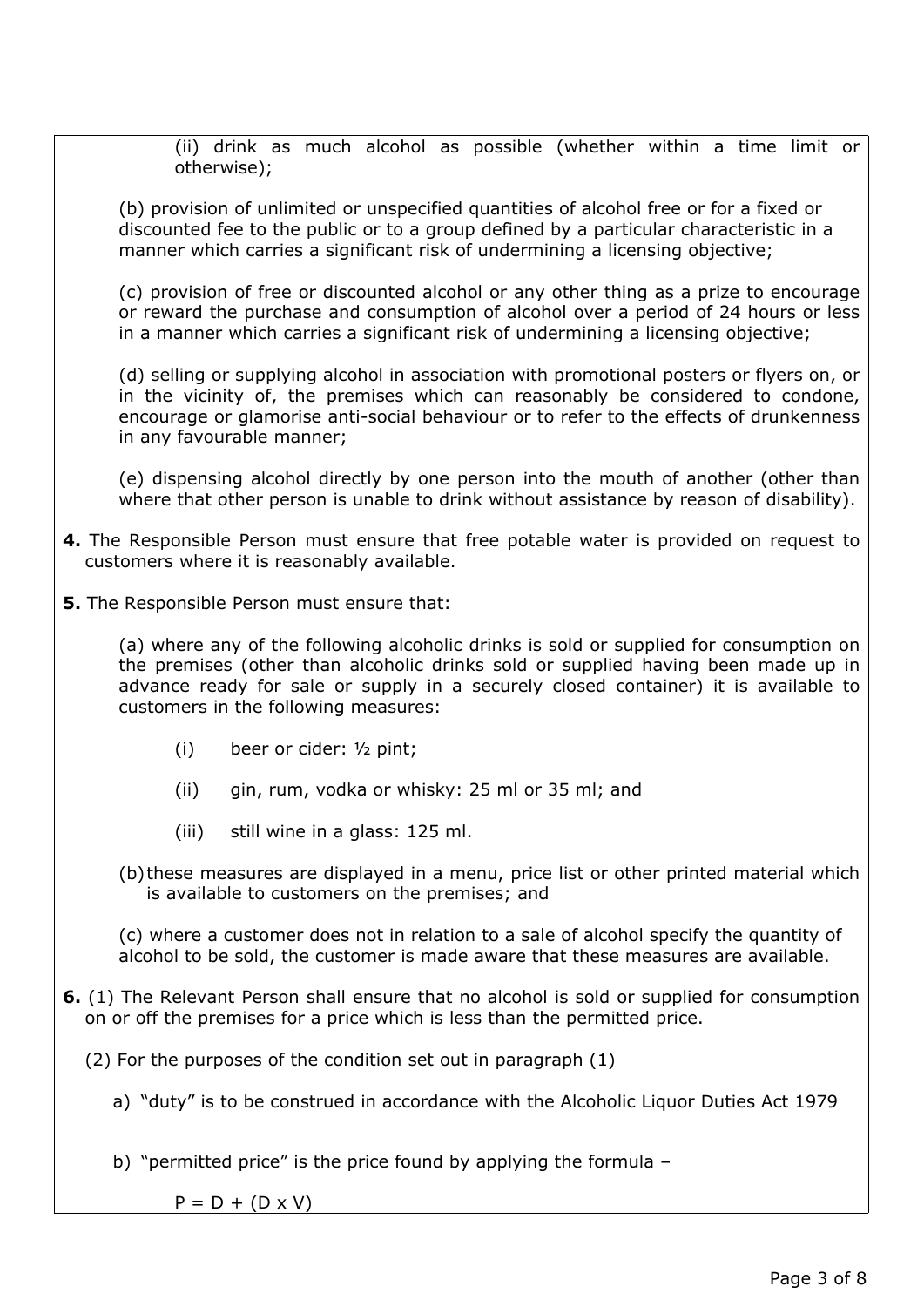(ii) drink as much alcohol as possible (whether within a time limit or otherwise);

(b) provision of unlimited or unspecified quantities of alcohol free or for a fixed or discounted fee to the public or to a group defined by a particular characteristic in a manner which carries a significant risk of undermining a licensing objective;

(c) provision of free or discounted alcohol or any other thing as a prize to encourage or reward the purchase and consumption of alcohol over a period of 24 hours or less in a manner which carries a significant risk of undermining a licensing objective;

(d) selling or supplying alcohol in association with promotional posters or flyers on, or in the vicinity of, the premises which can reasonably be considered to condone, encourage or glamorise anti-social behaviour or to refer to the effects of drunkenness in any favourable manner;

(e) dispensing alcohol directly by one person into the mouth of another (other than where that other person is unable to drink without assistance by reason of disability).

**4.** The Responsible Person must ensure that free potable water is provided on request to customers where it is reasonably available.

**5.** The Responsible Person must ensure that:

(a) where any of the following alcoholic drinks is sold or supplied for consumption on the premises (other than alcoholic drinks sold or supplied having been made up in advance ready for sale or supply in a securely closed container) it is available to customers in the following measures:

- (i) beer or cider: ½ pint;
- (ii) gin, rum, vodka or whisky: 25 ml or 35 ml; and
- (iii) still wine in a glass: 125 ml.

(b) these measures are displayed in a menu, price list or other printed material which is available to customers on the premises; and

(c) where a customer does not in relation to a sale of alcohol specify the quantity of alcohol to be sold, the customer is made aware that these measures are available.

**6.** (1) The Relevant Person shall ensure that no alcohol is sold or supplied for consumption on or off the premises for a price which is less than the permitted price.

(2) For the purposes of the condition set out in paragraph (1)

a) "duty" is to be construed in accordance with the Alcoholic Liquor Duties Act 1979

b) "permitted price" is the price found by applying the formula –

$$P = D + (D \times V)$$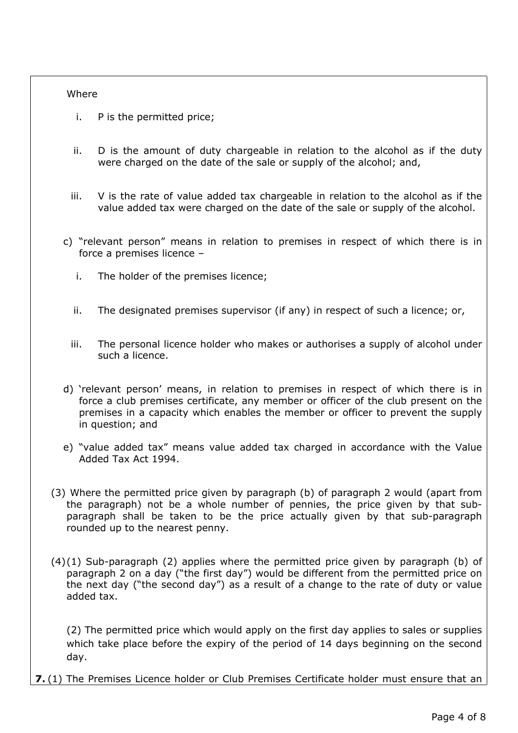Where

i. P is the permitted price;

ii. D is the amount of duty chargeable in relation to the alcohol as if the duty were charged on the date of the sale or supply of the alcohol; and,

iii. V is the rate of value added tax chargeable in relation to the alcohol as if the value added tax were charged on the date of the sale or supply of the alcohol.

c) "relevant person" means in relation to premises in respect of which there is in force a premises licence –

i. The holder of the premises licence;

ii. The designated premises supervisor (if any) in respect of such a licence; or,

iii. The personal licence holder who makes or authorises a supply of alcohol under such a licence.

d) 'relevant person' means, in relation to premises in respect of which there is in force a club premises certificate, any member or officer of the club present on the premises in a capacity which enables the member or officer to prevent the supply in question; and

e) "value added tax" means value added tax charged in accordance with the Value Added Tax Act 1994.

(3) Where the permitted price given by paragraph (b) of paragraph 2 would (apart from the paragraph) not be a whole number of pennies, the price given by that sub-paragraph shall be taken to be the price actually given by that sub-paragraph rounded up to the nearest penny.

(4)(1) Sub-paragraph (2) applies where the permitted price given by paragraph (b) of paragraph 2 on a day ("the first day") would be different from the permitted price on the next day ("the second day") as a result of a change to the rate of duty or value added tax.

(2) The permitted price which would apply on the first day applies to sales or supplies which take place before the expiry of the period of 14 days beginning on the second day.

**7.** (1) The Premises Licence holder or Club Premises Certificate holder must ensure that an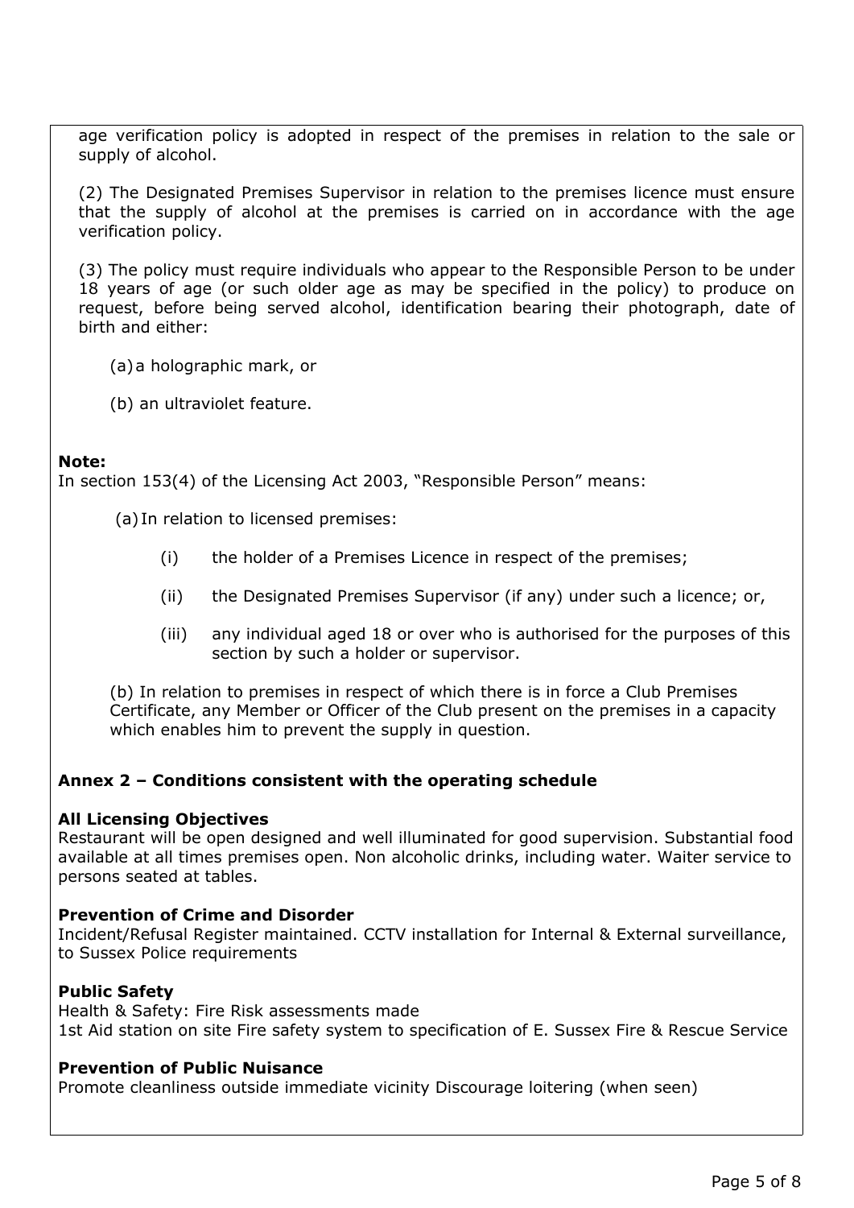age verification policy is adopted in respect of the premises in relation to the sale or supply of alcohol.

(2) The Designated Premises Supervisor in relation to the premises licence must ensure that the supply of alcohol at the premises is carried on in accordance with the age verification policy.

(3) The policy must require individuals who appear to the Responsible Person to be under 18 years of age (or such older age as may be specified in the policy) to produce on request, before being served alcohol, identification bearing their photograph, date of birth and either:

(a) a holographic mark, or

(b) an ultraviolet feature.

**Note:**
In section 153(4) of the Licensing Act 2003, "Responsible Person" means:

(a) In relation to licensed premises:

(i) the holder of a Premises Licence in respect of the premises;

(ii) the Designated Premises Supervisor (if any) under such a licence; or,

(iii) any individual aged 18 or over who is authorised for the purposes of this section by such a holder or supervisor.

(b) In relation to premises in respect of which there is in force a Club Premises Certificate, any Member or Officer of the Club present on the premises in a capacity which enables him to prevent the supply in question.

## Annex 2 – Conditions consistent with the operating schedule

**All Licensing Objectives**
Restaurant will be open designed and well illuminated for good supervision. Substantial food available at all times premises open. Non alcoholic drinks, including water. Waiter service to persons seated at tables.

**Prevention of Crime and Disorder**
Incident/Refusal Register maintained. CCTV installation for Internal & External surveillance, to Sussex Police requirements

**Public Safety**
Health & Safety: Fire Risk assessments made
1st Aid station on site Fire safety system to specification of E. Sussex Fire & Rescue Service

**Prevention of Public Nuisance**
Promote cleanliness outside immediate vicinity Discourage loitering (when seen)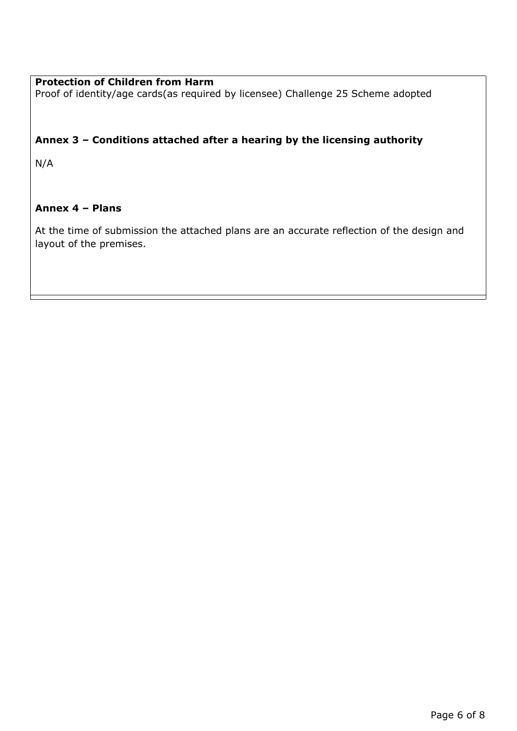**Protection of Children from Harm**
Proof of identity/age cards(as required by licensee) Challenge 25 Scheme adopted

**Annex 3 – Conditions attached after a hearing by the licensing authority**

N/A

**Annex 4 – Plans**

At the time of submission the attached plans are an accurate reflection of the design and layout of the premises.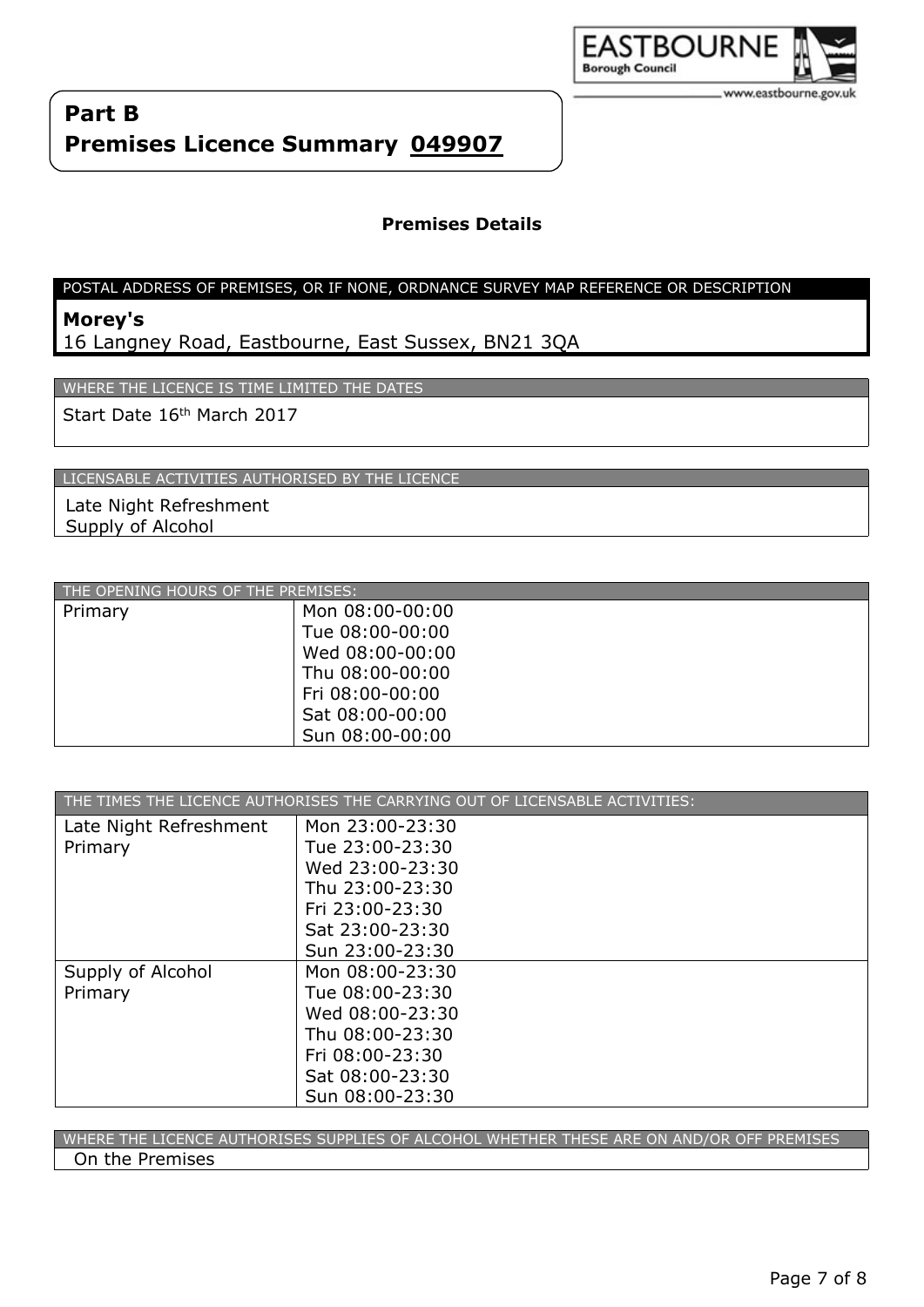## Part B

## Premises Licence Summary 049907

### Premises Details

| POSTAL ADDRESS OF PREMISES, OR IF NONE, ORDNANCE SURVEY MAP REFERENCE OR DESCRIPTION |
|---|
| **Morey's**<br>16 Langney Road, Eastbourne, East Sussex, BN21 3QA |

| WHERE THE LICENCE IS TIME LIMITED THE DATES |
|---|
| Start Date 16th March 2017 |

| LICENSABLE ACTIVITIES AUTHORISED BY THE LICENCE |
|---|
| Late Night Refreshment<br>Supply of Alcohol |

| THE OPENING HOURS OF THE PREMISES: | |
|---|---|
| Primary | Mon 08:00-00:00<br>Tue 08:00-00:00<br>Wed 08:00-00:00<br>Thu 08:00-00:00<br>Fri 08:00-00:00<br>Sat 08:00-00:00<br>Sun 08:00-00:00 |

| THE TIMES THE LICENCE AUTHORISES THE CARRYING OUT OF LICENSABLE ACTIVITIES: | |
|---|---|
| Late Night Refreshment<br>Primary | Mon 23:00-23:30<br>Tue 23:00-23:30<br>Wed 23:00-23:30<br>Thu 23:00-23:30<br>Fri 23:00-23:30<br>Sat 23:00-23:30<br>Sun 23:00-23:30 |
| Supply of Alcohol<br>Primary | Mon 08:00-23:30<br>Tue 08:00-23:30<br>Wed 08:00-23:30<br>Thu 08:00-23:30<br>Fri 08:00-23:30<br>Sat 08:00-23:30<br>Sun 08:00-23:30 |

| WHERE THE LICENCE AUTHORISES SUPPLIES OF ALCOHOL WHETHER THESE ARE ON AND/OR OFF PREMISES |
|---|
| On the Premises |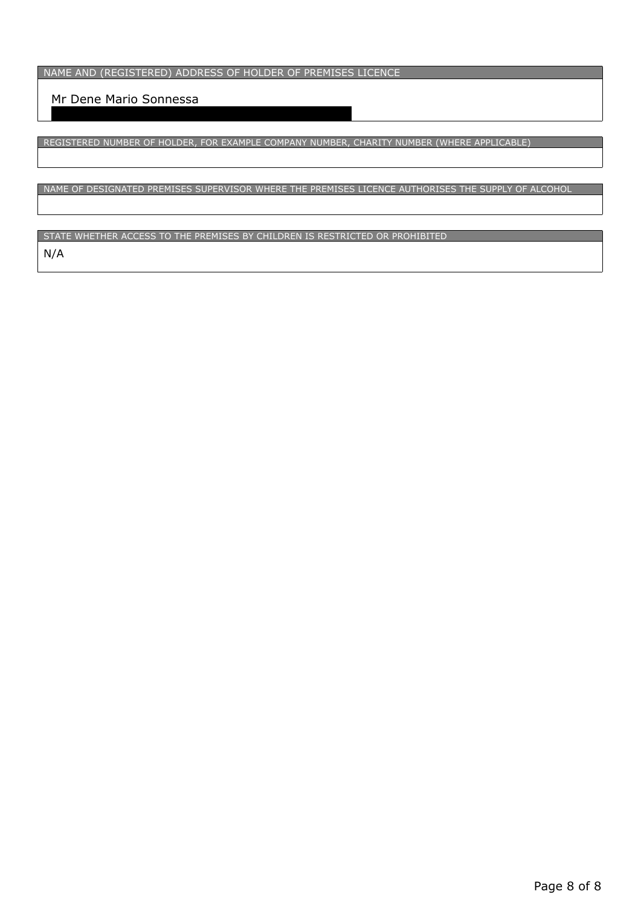## NAME AND (REGISTERED) ADDRESS OF HOLDER OF PREMISES LICENCE

Mr Dene Mario Sonnessa

## REGISTERED NUMBER OF HOLDER, FOR EXAMPLE COMPANY NUMBER, CHARITY NUMBER (WHERE APPLICABLE)

## NAME OF DESIGNATED PREMISES SUPERVISOR WHERE THE PREMISES LICENCE AUTHORISES THE SUPPLY OF ALCOHOL

## STATE WHETHER ACCESS TO THE PREMISES BY CHILDREN IS RESTRICTED OR PROHIBITED

N/A